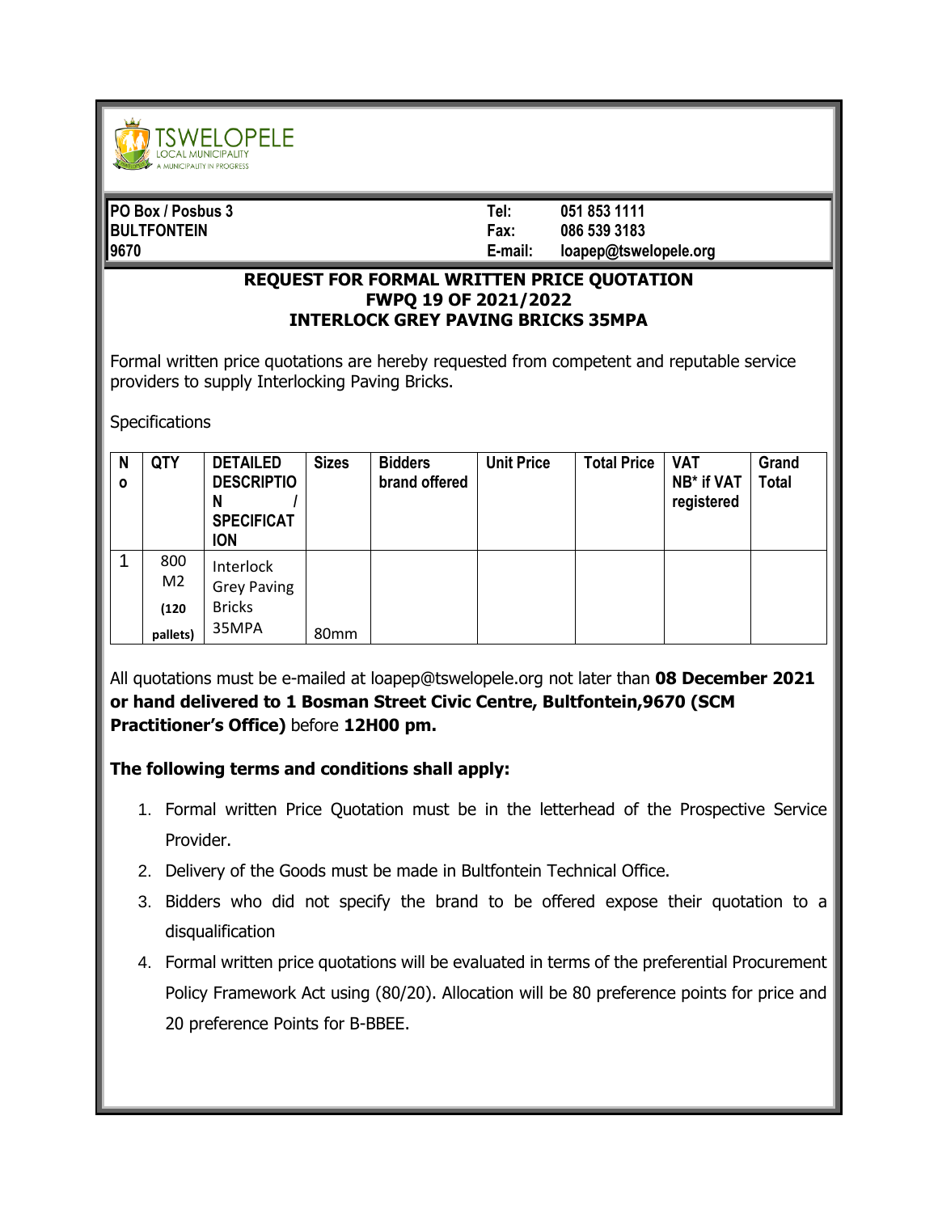TSWELOPELE LOCAL MUNICIPALITY
A MUNICIPALITY IN PROGRESS

| | | |
|---|---|---|
| **PO Box / Posbus 3** | **Tel:** | **051 853 1111** |
| **BULTFONTEIN** | **Fax:** | **086 539 3183** |
| **9670** | **E-mail:** | **loapep@tswelopele.org** |

## REQUEST FOR FORMAL WRITTEN PRICE QUOTATION
## FWPQ 19 OF 2021/2022
## INTERLOCK GREY PAVING BRICKS 35MPA

Formal written price quotations are hereby requested from competent and reputable service providers to supply Interlocking Paving Bricks.

Specifications

| No | QTY | DETAILED DESCRIPTION / SPECIFICATION | Sizes | Bidders brand offered | Unit Price | Total Price | VAT NB* if VAT registered | Grand Total |
|---|---|---|---|---|---|---|---|---|
| 1 | 800 M2 **(120 pallets)** | Interlock Grey Paving Bricks 35MPA | 80mm | | | | | |

All quotations must be e-mailed at loapep@tswelopele.org not later than **08 December 2021 or hand delivered to 1 Bosman Street Civic Centre, Bultfontein,9670 (SCM Practitioner's Office)** before **12H00 pm.**

**The following terms and conditions shall apply:**

1. Formal written Price Quotation must be in the letterhead of the Prospective Service Provider.
2. Delivery of the Goods must be made in Bultfontein Technical Office.
3. Bidders who did not specify the brand to be offered expose their quotation to a disqualification
4. Formal written price quotations will be evaluated in terms of the preferential Procurement Policy Framework Act using (80/20). Allocation will be 80 preference points for price and 20 preference Points for B-BBEE.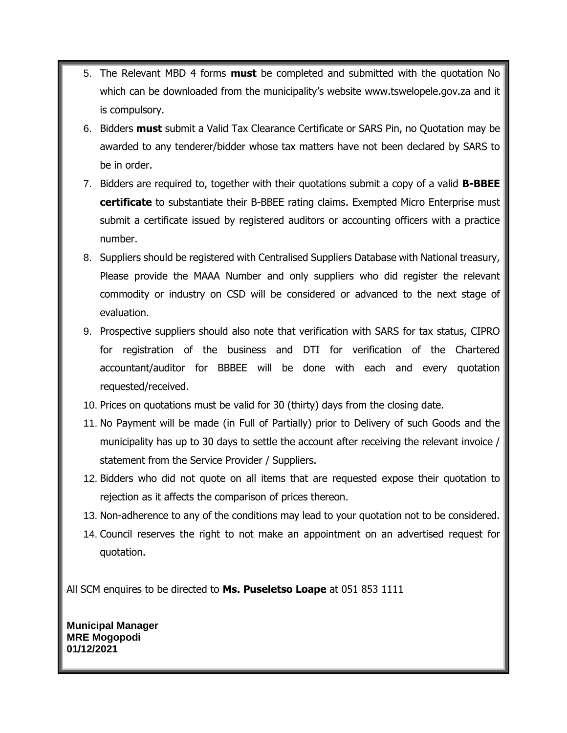5. The Relevant MBD 4 forms **must** be completed and submitted with the quotation No which can be downloaded from the municipality's website www.tswelopele.gov.za and it is compulsory.
6. Bidders **must** submit a Valid Tax Clearance Certificate or SARS Pin, no Quotation may be awarded to any tenderer/bidder whose tax matters have not been declared by SARS to be in order.
7. Bidders are required to, together with their quotations submit a copy of a valid **B-BBEE certificate** to substantiate their B-BBEE rating claims. Exempted Micro Enterprise must submit a certificate issued by registered auditors or accounting officers with a practice number.
8. Suppliers should be registered with Centralised Suppliers Database with National treasury, Please provide the MAAA Number and only suppliers who did register the relevant commodity or industry on CSD will be considered or advanced to the next stage of evaluation.
9. Prospective suppliers should also note that verification with SARS for tax status, CIPRO for registration of the business and DTI for verification of the Chartered accountant/auditor for BBBEE will be done with each and every quotation requested/received.
10. Prices on quotations must be valid for 30 (thirty) days from the closing date.
11. No Payment will be made (in Full of Partially) prior to Delivery of such Goods and the municipality has up to 30 days to settle the account after receiving the relevant invoice / statement from the Service Provider / Suppliers.
12. Bidders who did not quote on all items that are requested expose their quotation to rejection as it affects the comparison of prices thereon.
13. Non-adherence to any of the conditions may lead to your quotation not to be considered.
14. Council reserves the right to not make an appointment on an advertised request for quotation.

All SCM enquires to be directed to **Ms. Puseletso Loape** at 051 853 1111

**Municipal Manager**
**MRE Mogopodi**
**01/12/2021**